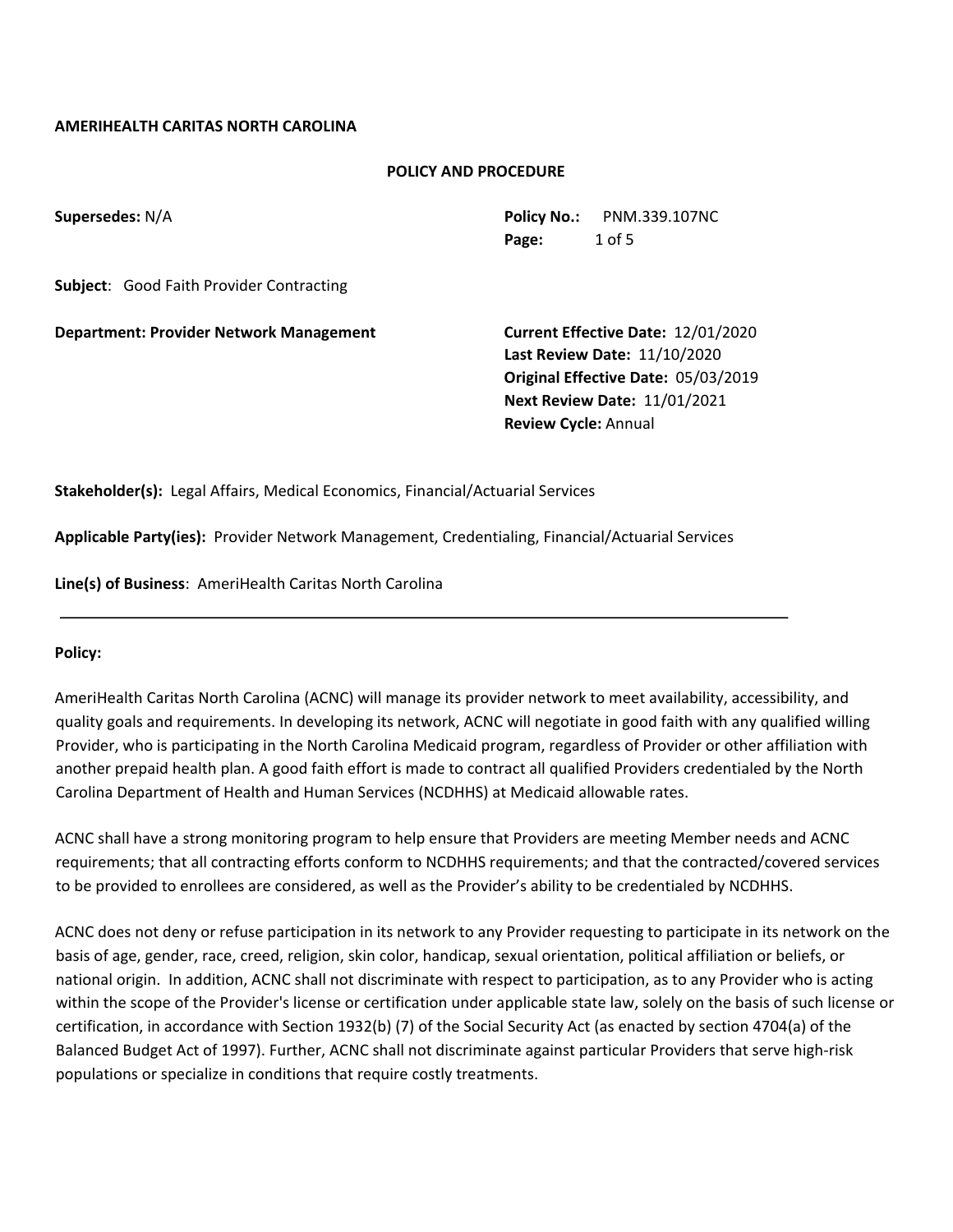**AMERIHEALTH CARITAS NORTH CAROLINA**

**POLICY AND PROCEDURE**

**Supersedes:** N/A

**Policy No.:** PNM.339.107NC
**Page:** 1 of 5

**Subject**: Good Faith Provider Contracting

**Department: Provider Network Management**

**Current Effective Date:** 12/01/2020
**Last Review Date:** 11/10/2020
**Original Effective Date:** 05/03/2019
**Next Review Date:** 11/01/2021
**Review Cycle:** Annual

**Stakeholder(s):** Legal Affairs, Medical Economics, Financial/Actuarial Services

**Applicable Party(ies):** Provider Network Management, Credentialing, Financial/Actuarial Services

**Line(s) of Business**: AmeriHealth Caritas North Carolina

---

**Policy:**

AmeriHealth Caritas North Carolina (ACNC) will manage its provider network to meet availability, accessibility, and quality goals and requirements. In developing its network, ACNC will negotiate in good faith with any qualified willing Provider, who is participating in the North Carolina Medicaid program, regardless of Provider or other affiliation with another prepaid health plan. A good faith effort is made to contract all qualified Providers credentialed by the North Carolina Department of Health and Human Services (NCDHHS) at Medicaid allowable rates.

ACNC shall have a strong monitoring program to help ensure that Providers are meeting Member needs and ACNC requirements; that all contracting efforts conform to NCDHHS requirements; and that the contracted/covered services to be provided to enrollees are considered, as well as the Provider's ability to be credentialed by NCDHHS.

ACNC does not deny or refuse participation in its network to any Provider requesting to participate in its network on the basis of age, gender, race, creed, religion, skin color, handicap, sexual orientation, political affiliation or beliefs, or national origin. In addition, ACNC shall not discriminate with respect to participation, as to any Provider who is acting within the scope of the Provider's license or certification under applicable state law, solely on the basis of such license or certification, in accordance with Section 1932(b) (7) of the Social Security Act (as enacted by section 4704(a) of the Balanced Budget Act of 1997). Further, ACNC shall not discriminate against particular Providers that serve high-risk populations or specialize in conditions that require costly treatments.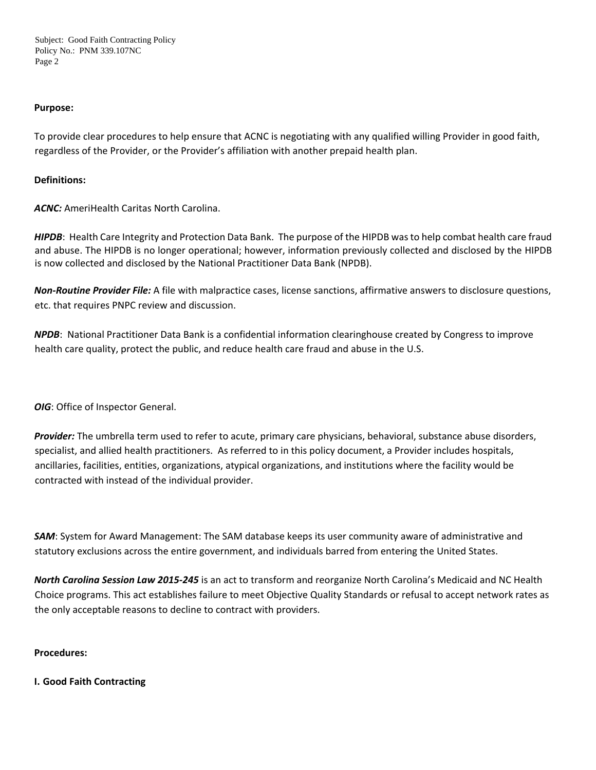**Purpose:**

To provide clear procedures to help ensure that ACNC is negotiating with any qualified willing Provider in good faith, regardless of the Provider, or the Provider's affiliation with another prepaid health plan.

**Definitions:**

***ACNC:*** AmeriHealth Caritas North Carolina.

***HIPDB***: Health Care Integrity and Protection Data Bank. The purpose of the HIPDB was to help combat health care fraud and abuse. The HIPDB is no longer operational; however, information previously collected and disclosed by the HIPDB is now collected and disclosed by the National Practitioner Data Bank (NPDB).

***Non-Routine Provider File:*** A file with malpractice cases, license sanctions, affirmative answers to disclosure questions, etc. that requires PNPC review and discussion.

***NPDB***: National Practitioner Data Bank is a confidential information clearinghouse created by Congress to improve health care quality, protect the public, and reduce health care fraud and abuse in the U.S.

***OIG***: Office of Inspector General.

***Provider:*** The umbrella term used to refer to acute, primary care physicians, behavioral, substance abuse disorders, specialist, and allied health practitioners. As referred to in this policy document, a Provider includes hospitals, ancillaries, facilities, entities, organizations, atypical organizations, and institutions where the facility would be contracted with instead of the individual provider.

***SAM***: System for Award Management: The SAM database keeps its user community aware of administrative and statutory exclusions across the entire government, and individuals barred from entering the United States.

***North Carolina Session Law 2015-245*** is an act to transform and reorganize North Carolina's Medicaid and NC Health Choice programs. This act establishes failure to meet Objective Quality Standards or refusal to accept network rates as the only acceptable reasons to decline to contract with providers.

**Procedures:**

**I. Good Faith Contracting**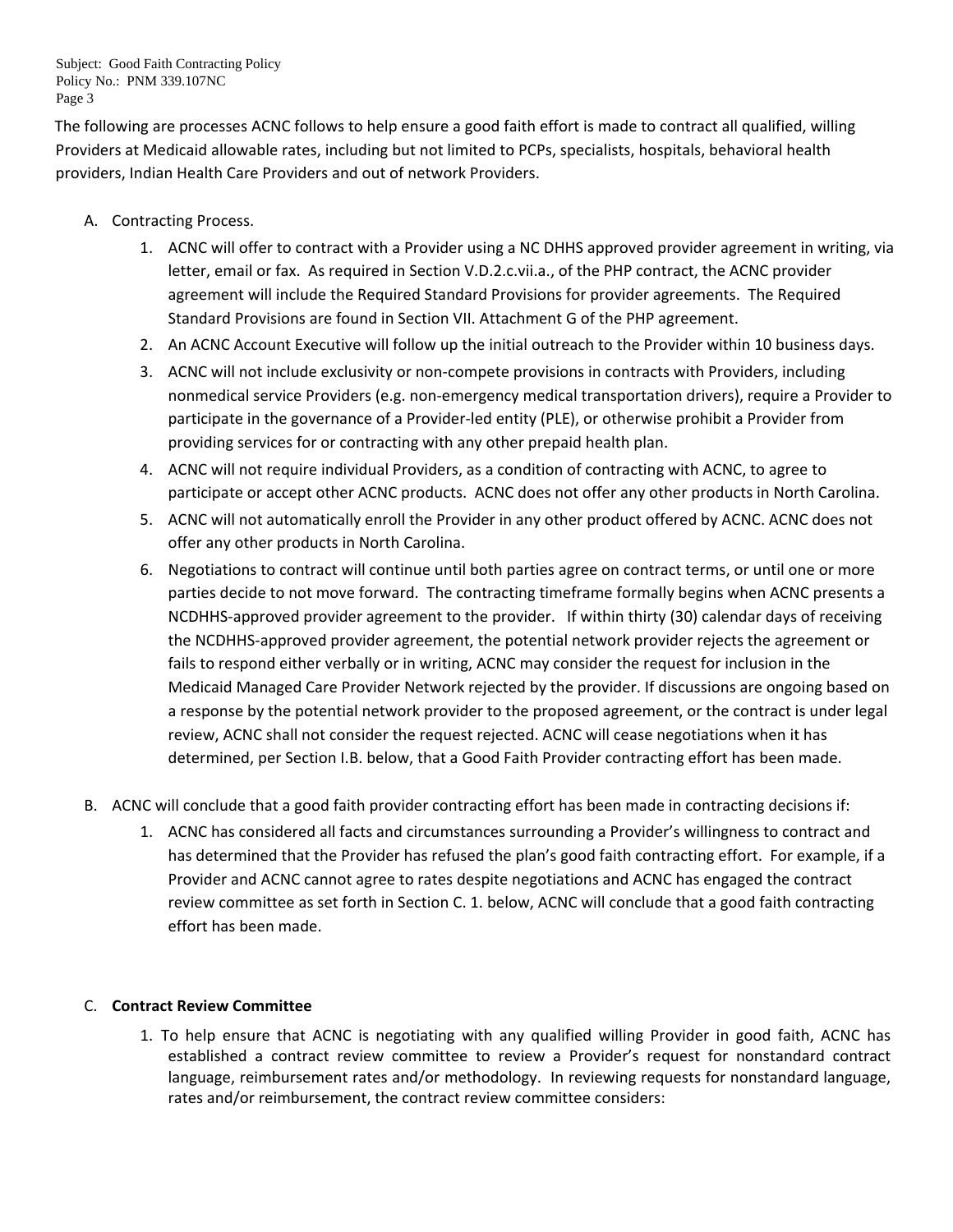The following are processes ACNC follows to help ensure a good faith effort is made to contract all qualified, willing Providers at Medicaid allowable rates, including but not limited to PCPs, specialists, hospitals, behavioral health providers, Indian Health Care Providers and out of network Providers.

A. Contracting Process.
    1. ACNC will offer to contract with a Provider using a NC DHHS approved provider agreement in writing, via letter, email or fax. As required in Section V.D.2.c.vii.a., of the PHP contract, the ACNC provider agreement will include the Required Standard Provisions for provider agreements. The Required Standard Provisions are found in Section VII. Attachment G of the PHP agreement.
    2. An ACNC Account Executive will follow up the initial outreach to the Provider within 10 business days.
    3. ACNC will not include exclusivity or non-compete provisions in contracts with Providers, including nonmedical service Providers (e.g. non-emergency medical transportation drivers), require a Provider to participate in the governance of a Provider-led entity (PLE), or otherwise prohibit a Provider from providing services for or contracting with any other prepaid health plan.
    4. ACNC will not require individual Providers, as a condition of contracting with ACNC, to agree to participate or accept other ACNC products. ACNC does not offer any other products in North Carolina.
    5. ACNC will not automatically enroll the Provider in any other product offered by ACNC. ACNC does not offer any other products in North Carolina.
    6. Negotiations to contract will continue until both parties agree on contract terms, or until one or more parties decide to not move forward. The contracting timeframe formally begins when ACNC presents a NCDHHS-approved provider agreement to the provider. If within thirty (30) calendar days of receiving the NCDHHS-approved provider agreement, the potential network provider rejects the agreement or fails to respond either verbally or in writing, ACNC may consider the request for inclusion in the Medicaid Managed Care Provider Network rejected by the provider. If discussions are ongoing based on a response by the potential network provider to the proposed agreement, or the contract is under legal review, ACNC shall not consider the request rejected. ACNC will cease negotiations when it has determined, per Section I.B. below, that a Good Faith Provider contracting effort has been made.

B. ACNC will conclude that a good faith provider contracting effort has been made in contracting decisions if:
    1. ACNC has considered all facts and circumstances surrounding a Provider's willingness to contract and has determined that the Provider has refused the plan's good faith contracting effort. For example, if a Provider and ACNC cannot agree to rates despite negotiations and ACNC has engaged the contract review committee as set forth in Section C. 1. below, ACNC will conclude that a good faith contracting effort has been made.

C. **Contract Review Committee**
    1. To help ensure that ACNC is negotiating with any qualified willing Provider in good faith, ACNC has established a contract review committee to review a Provider's request for nonstandard contract language, reimbursement rates and/or methodology. In reviewing requests for nonstandard language, rates and/or reimbursement, the contract review committee considers: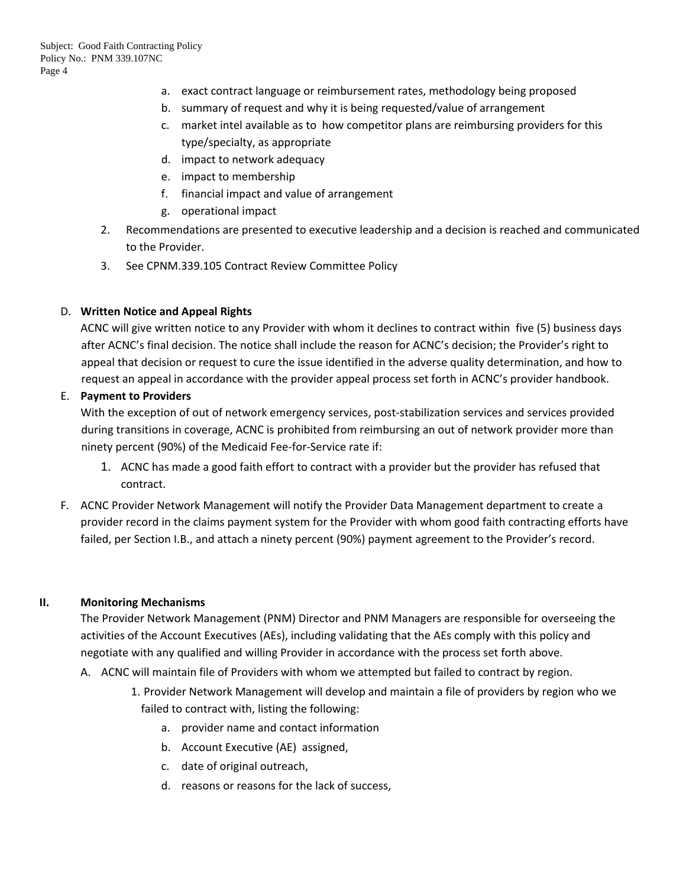a. exact contract language or reimbursement rates, methodology being proposed
b. summary of request and why it is being requested/value of arrangement
c. market intel available as to how competitor plans are reimbursing providers for this type/specialty, as appropriate
d. impact to network adequacy
e. impact to membership
f. financial impact and value of arrangement
g. operational impact

2. Recommendations are presented to executive leadership and a decision is reached and communicated to the Provider.
3. See CPNM.339.105 Contract Review Committee Policy

D. **Written Notice and Appeal Rights**

ACNC will give written notice to any Provider with whom it declines to contract within five (5) business days after ACNC's final decision. The notice shall include the reason for ACNC's decision; the Provider's right to appeal that decision or request to cure the issue identified in the adverse quality determination, and how to request an appeal in accordance with the provider appeal process set forth in ACNC's provider handbook.

E. **Payment to Providers**

With the exception of out of network emergency services, post-stabilization services and services provided during transitions in coverage, ACNC is prohibited from reimbursing an out of network provider more than ninety percent (90%) of the Medicaid Fee-for-Service rate if:

1. ACNC has made a good faith effort to contract with a provider but the provider has refused that contract.

F. ACNC Provider Network Management will notify the Provider Data Management department to create a provider record in the claims payment system for the Provider with whom good faith contracting efforts have failed, per Section I.B., and attach a ninety percent (90%) payment agreement to the Provider's record.

**II. Monitoring Mechanisms**

The Provider Network Management (PNM) Director and PNM Managers are responsible for overseeing the activities of the Account Executives (AEs), including validating that the AEs comply with this policy and negotiate with any qualified and willing Provider in accordance with the process set forth above.

A. ACNC will maintain file of Providers with whom we attempted but failed to contract by region.

1. Provider Network Management will develop and maintain a file of providers by region who we failed to contract with, listing the following:
   a. provider name and contact information
   b. Account Executive (AE) assigned,
   c. date of original outreach,
   d. reasons or reasons for the lack of success,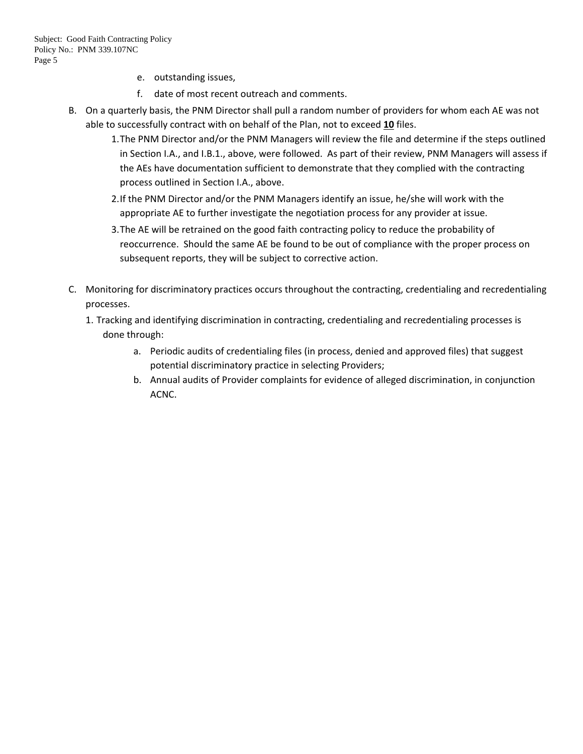e. outstanding issues,

f. date of most recent outreach and comments.

B. On a quarterly basis, the PNM Director shall pull a random number of providers for whom each AE was not able to successfully contract with on behalf of the Plan, not to exceed **10** files.

1. The PNM Director and/or the PNM Managers will review the file and determine if the steps outlined in Section I.A., and I.B.1., above, were followed. As part of their review, PNM Managers will assess if the AEs have documentation sufficient to demonstrate that they complied with the contracting process outlined in Section I.A., above.
2. If the PNM Director and/or the PNM Managers identify an issue, he/she will work with the appropriate AE to further investigate the negotiation process for any provider at issue.
3. The AE will be retrained on the good faith contracting policy to reduce the probability of reoccurrence. Should the same AE be found to be out of compliance with the proper process on subsequent reports, they will be subject to corrective action.

C. Monitoring for discriminatory practices occurs throughout the contracting, credentialing and recredentialing processes.

1. Tracking and identifying discrimination in contracting, credentialing and recredentialing processes is done through:
   a. Periodic audits of credentialing files (in process, denied and approved files) that suggest potential discriminatory practice in selecting Providers;
   b. Annual audits of Provider complaints for evidence of alleged discrimination, in conjunction ACNC.